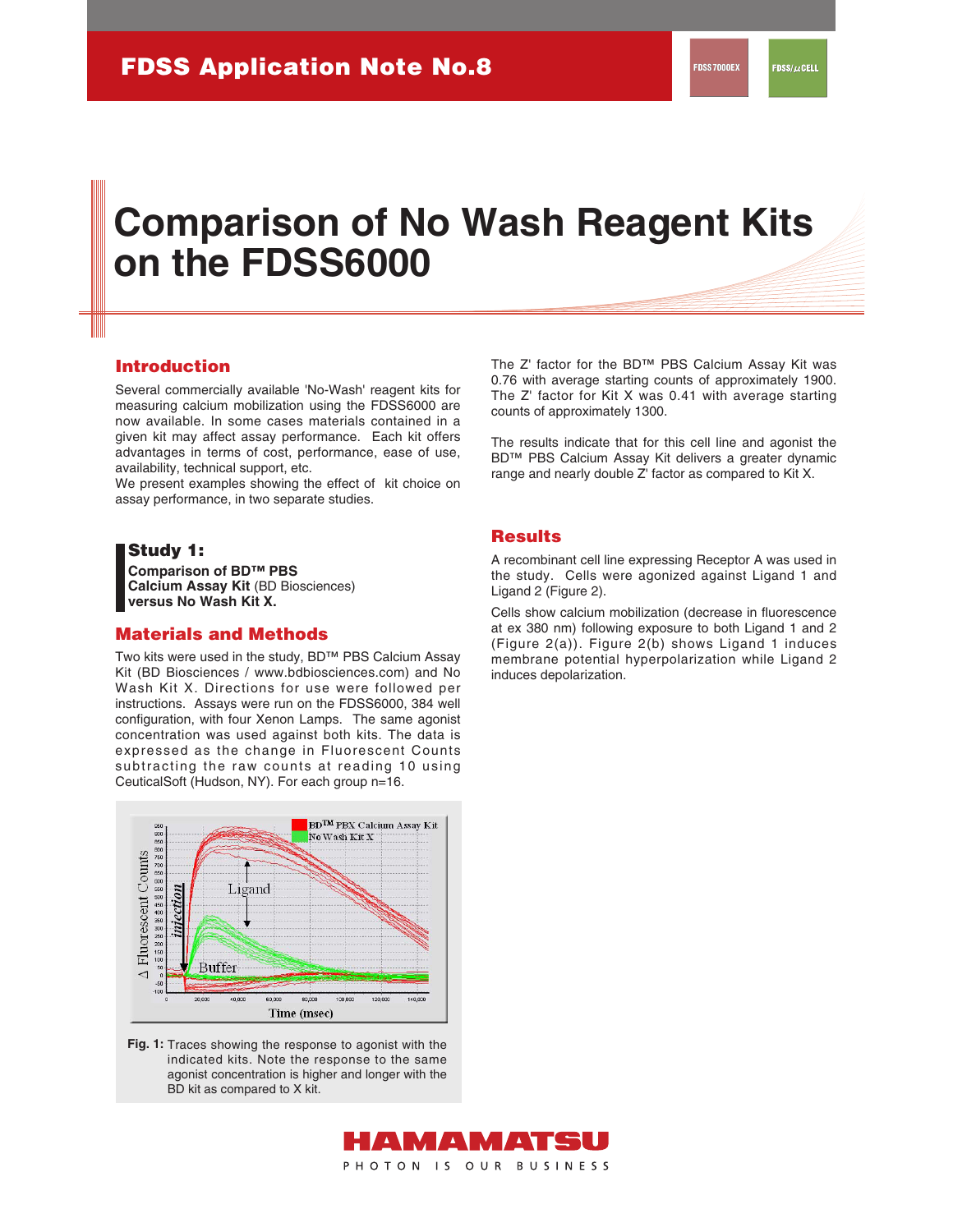# Comparison of No Wash Reagent Kits on the FDSS6000

## Introduction

Several commercially available 'No-Wash' reagent kits for measuring calcium mobilization using the FDSS6000 are now available. In some cases materials contained in a given kit may affect assay performance. Each kit offers advantages in terms of cost, performance, ease of use, availability, technical support, etc.

We present examples showing the effect of kit choice on assay performance, in two separate studies.

## Study 1:

**Comparison of BD™ PBS Calcium Assay Kit** (BD Biosciences) **versus No Wash Kit X.**

## Materials and Methods

Two kits were used in the study, BD™ PBS Calcium Assay Kit (BD Biosciences / www.bdbiosciences.com) and No Wash Kit X. Directions for use were followed per instructions. Assays were run on the FDSS6000, 384 well configuration, with four Xenon Lamps. The same agonist concentration was used against both kits. The data is expressed as the change in Fluorescent Counts subtracting the raw counts at reading 10 using CeuticalSoft (Hudson, NY). For each group n=16.

**Fig. 1:** Traces showing the response to agonist with the indicated kits. Note the response to the same agonist concentration is higher and longer with the BD kit as compared to X kit.

The Z' factor for the BD™ PBS Calcium Assay Kit was 0.76 with average starting counts of approximately 1900. The Z' factor for Kit X was 0.41 with average starting counts of approximately 1300.

The results indicate that for this cell line and agonist the BD™ PBS Calcium Assay Kit delivers a greater dynamic range and nearly double Z' factor as compared to Kit X.

## Results

A recombinant cell line expressing Receptor A was used in the study. Cells were agonized against Ligand 1 and Ligand 2 (Figure 2).

Cells show calcium mobilization (decrease in fluorescence at ex 380 nm) following exposure to both Ligand 1 and 2 (Figure 2(a)). Figure 2(b) shows Ligand 1 induces membrane potential hyperpolarization while Ligand 2 induces depolarization.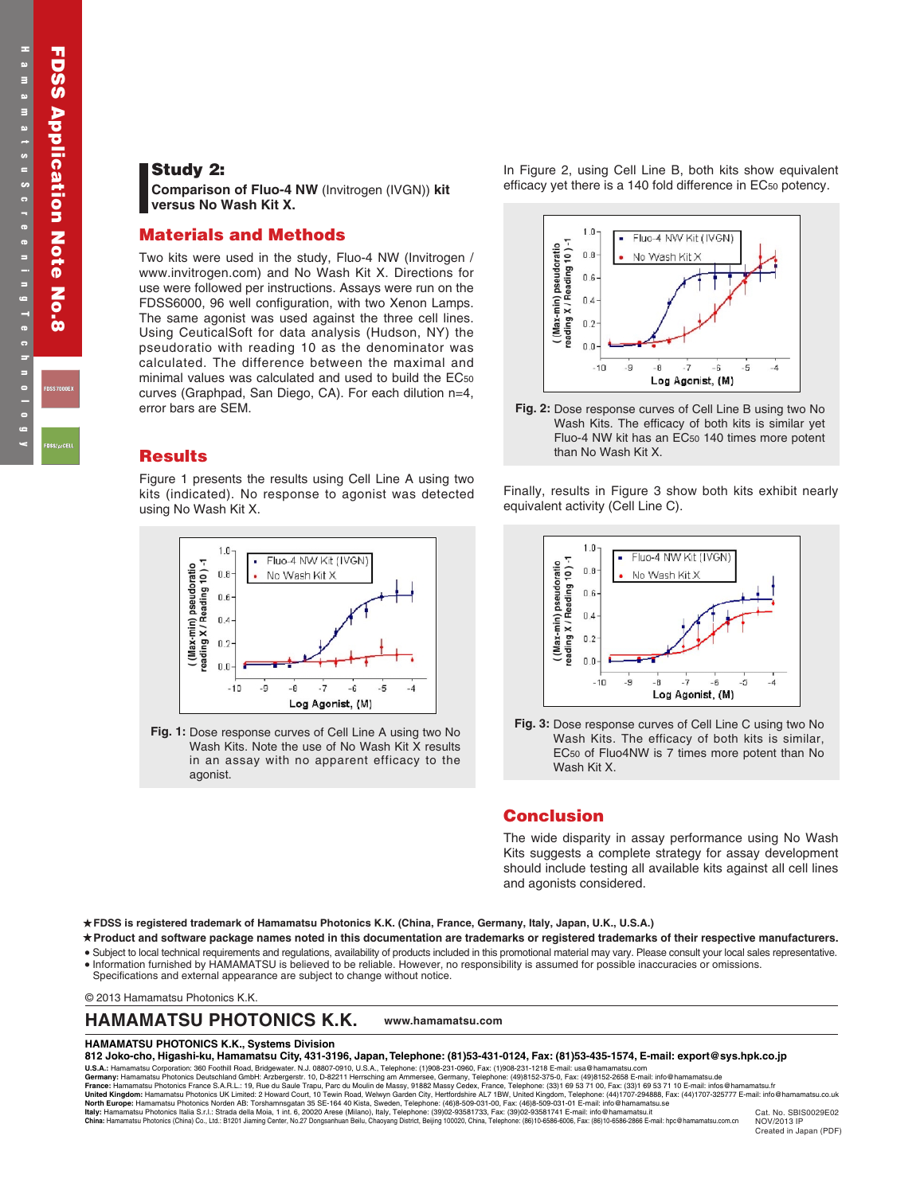## Study 2:

**Comparison of Fluo-4 NW** (Invitrogen (IVGN)) **kit versus No Wash Kit X.**

## Materials and Methods

Two kits were used in the study, Fluo-4 NW (Invitrogen / www.invitrogen.com) and No Wash Kit X. Directions for use were followed per instructions. Assays were run on the FDSS6000, 96 well configuration, with two Xenon Lamps. The same agonist was used against the three cell lines. Using CeuticalSoft for data analysis (Hudson, NY) the pseudoratio with reading 10 as the denominator was calculated. The difference between the maximal and minimal values was calculated and used to build the $EC_{50}$ curves (Graphpad, San Diego, CA). For each dilution n=4, error bars are SEM.

## Results

Figure 1 presents the results using Cell Line A using two kits (indicated). No response to agonist was detected using No Wash Kit X.

( (Max-min) pseudoratio reading X / Reading 10 ) -1

1.0
0.8
0.6
0.4
0.2
0.0

-10 -9 -8 -7 -6 -5 -4

Log Agonist, (M)

Fluo-4 NW Kit (IVGN)
No Wash Kit X

**Fig. 1:** Dose response curves of Cell Line A using two No Wash Kits. Note the use of No Wash Kit X results in an assay with no apparent efficacy to the agonist.

In Figure 2, using Cell Line B, both kits show equivalent efficacy yet there is a 140 fold difference in $EC_{50}$ potency.

( (Max-min) pseudoratio reading X / Reading 10 ) -1

1.0
0.8
0.6
0.4
0.2
0.0

-10 -9 -8 -7 -6 -5 -4

Log Agonist, (M)

Fluo-4 NW Kit (IVGN)
No Wash Kit X

**Fig. 2:** Dose response curves of Cell Line B using two No Wash Kits. The efficacy of both kits is similar yet Fluo-4 NW kit has an $EC_{50}$ 140 times more potent than No Wash Kit X.

Finally, results in Figure 3 show both kits exhibit nearly equivalent activity (Cell Line C).

( (Max-min) pseudoratio reading X / Reading 10 ) -1

1.0
0.8
0.6
0.4
0.2
0.0

-10 -9 -8 -7 -6 -5 -4

Log Agonist, (M)

Fluo-4 NW Kit (IVGN)
No Wash Kit X

**Fig. 3:** Dose response curves of Cell Line C using two No Wash Kits. The efficacy of both kits is similar, $EC_{50}$ of Fluo4NW is 7 times more potent than No Wash Kit X.

## Conclusion

The wide disparity in assay performance using No Wash Kits suggests a complete strategy for assay development should include testing all available kits against all cell lines and agonists considered.

★**FDSS is registered trademark of Hamamatsu Photonics K.K. (China, France, Germany, Italy, Japan, U.K., U.S.A.)**

★**Product and software package names noted in this documentation are trademarks or registered trademarks of their respective manufacturers.**

- Subject to local technical requirements and regulations, availability of products included in this promotional material may vary. Please consult your local sales representative.
- Information furnished by HAMAMATSU is believed to be reliable. However, no responsibility is assumed for possible inaccuracies or omissions. Specifications and external appearance are subject to change without notice.

© 2013 Hamamatsu Photonics K.K.

**HAMAMATSU PHOTONICS K.K.** www.hamamatsu.com

**HAMAMATSU PHOTONICS K.K., Systems Division**
**812 Joko-cho, Higashi-ku, Hamamatsu City, 431-3196, Japan, Telephone: (81)53-431-0124, Fax: (81)53-435-1574, E-mail: export@sys.hpk.co.jp**

**U.S.A.:** Hamamatsu Corporation: 360 Foothill Road, Bridgewater. N.J. 08807-0910, U.S.A., Telephone: (1)908-231-0960, Fax: (1)908-231-1218 E-mail: usa@hamamatsu.com
**Germany:** Hamamatsu Photonics Deutschland GmbH: Arzbergerstr. 10, D-82211 Herrsching am Ammersee, Germany, Telephone: (49)8152-375-0, Fax: (49)8152-2658 E-mail: info@hamamatsu.de
**France:** Hamamatsu Photonics France S.A.R.L.: 19, Rue du Saule Trapu, Parc du Moulin de Massy, 91882 Massy Cedex, France, Telephone: (33)1 69 53 71 00, Fax: (33)1 69 53 71 10 E-mail: infos@hamamatsu.fr
**United Kingdom:** Hamamatsu Photonics UK Limited: 2 Howard Court, 10 Tewin Road, Welwyn Garden City, Hertfordshire AL7 1BW, United Kingdom, Telephone: (44)1707-294888, Fax: (44)1707-325777 E-mail: info@hamamatsu.co.uk
**North Europe:** Hamamatsu Photonics Norden AB: Torshamnsgatan 35 SE-164 40 Kista, Sweden, Telephone: (46)8-509-031-00, Fax: (46)8-509-031-01 E-mail: info@hamamatsu.se
**Italy:** Hamamatsu Photonics Italia S.r.l.: Strada della Moia, 1 int. 6, 20020 Arese (Milano), Italy, Telephone: (39)02-93581733, Fax: (39)02-93581741 E-mail: info@hamamatsu.it
**China:** Hamamatsu Photonics (China) Co., Ltd.: B1201 Jiaming Center, No.27 Dongsanhuan Beilu, Chaoyang District, Beijing 100020, China, Telephone: (86)10-6586-6006, Fax: (86)10-6586-2866 E-mail: hpc@hamamatsu.com.cn

Cat. No. SBIS0029E02
NOV/2013 IP
Created in Japan (PDF)